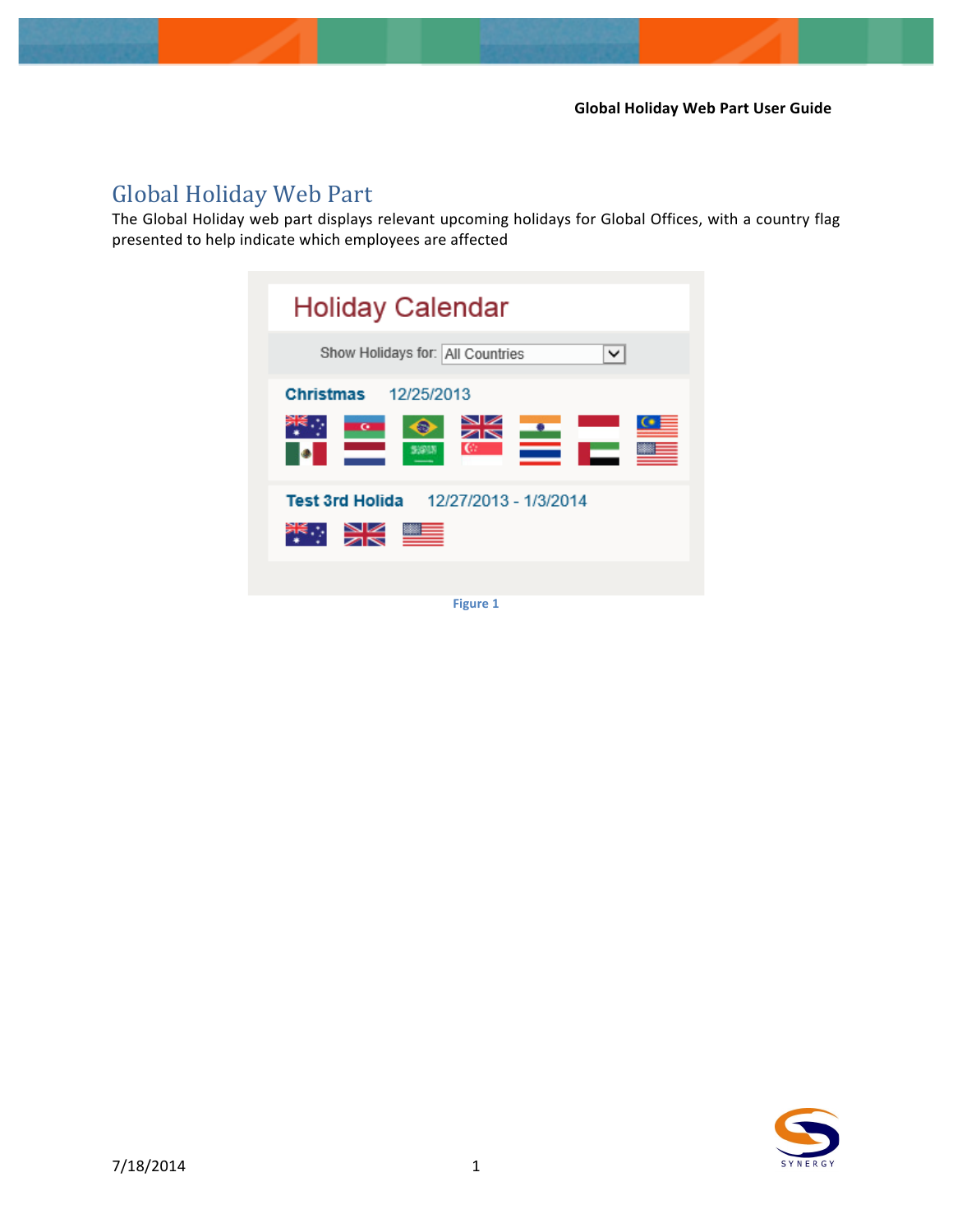# Global Holiday Web Part

The Global Holiday web part displays relevant upcoming holidays for Global Offices, with a country flag presented to help indicate which employees are affected

Figure 1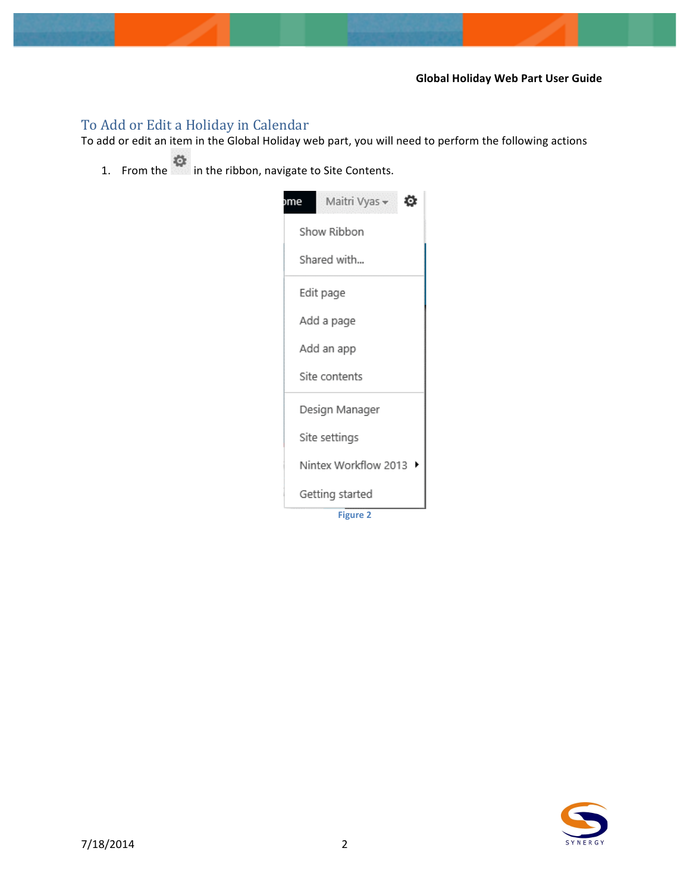## To Add or Edit a Holiday in Calendar

To add or edit an item in the Global Holiday web part, you will need to perform the following actions

1. From the ⚙ in the ribbon, navigate to Site Contents.

Figure 2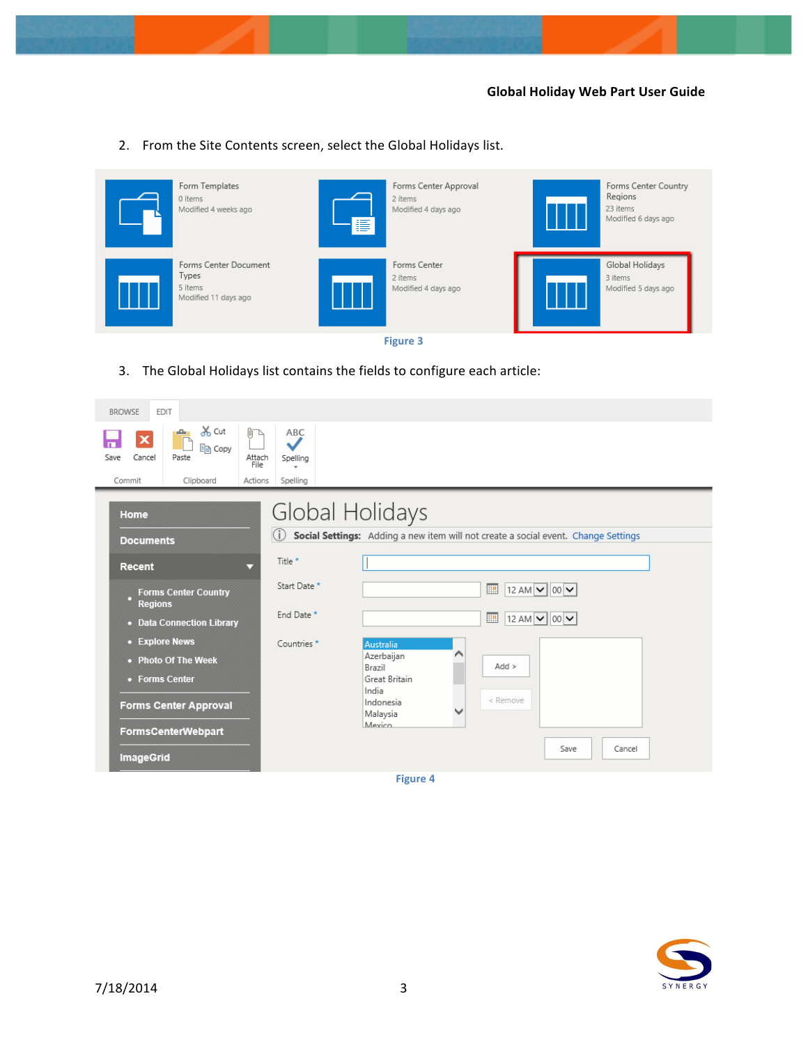2. From the Site Contents screen, select the Global Holidays list.

Figure 3

3. The Global Holidays list contains the fields to configure each article:

Figure 4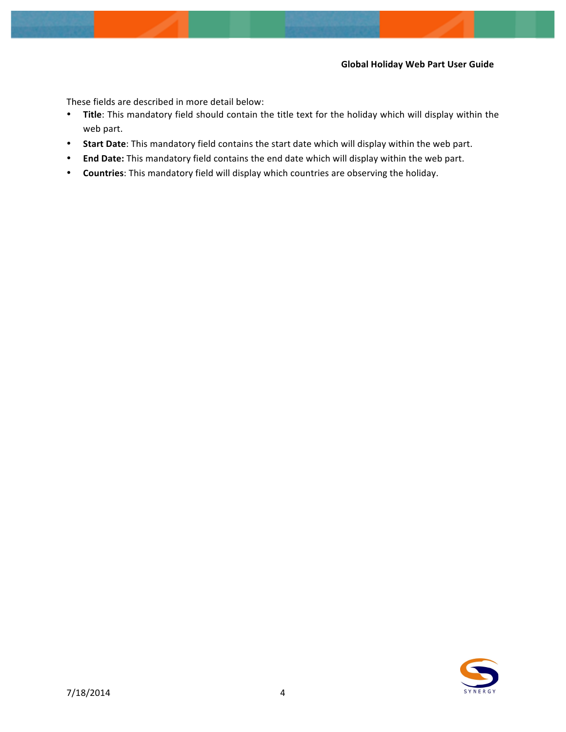These fields are described in more detail below:

- **Title**: This mandatory field should contain the title text for the holiday which will display within the web part.
- **Start Date**: This mandatory field contains the start date which will display within the web part.
- **End Date:** This mandatory field contains the end date which will display within the web part.
- **Countries**: This mandatory field will display which countries are observing the holiday.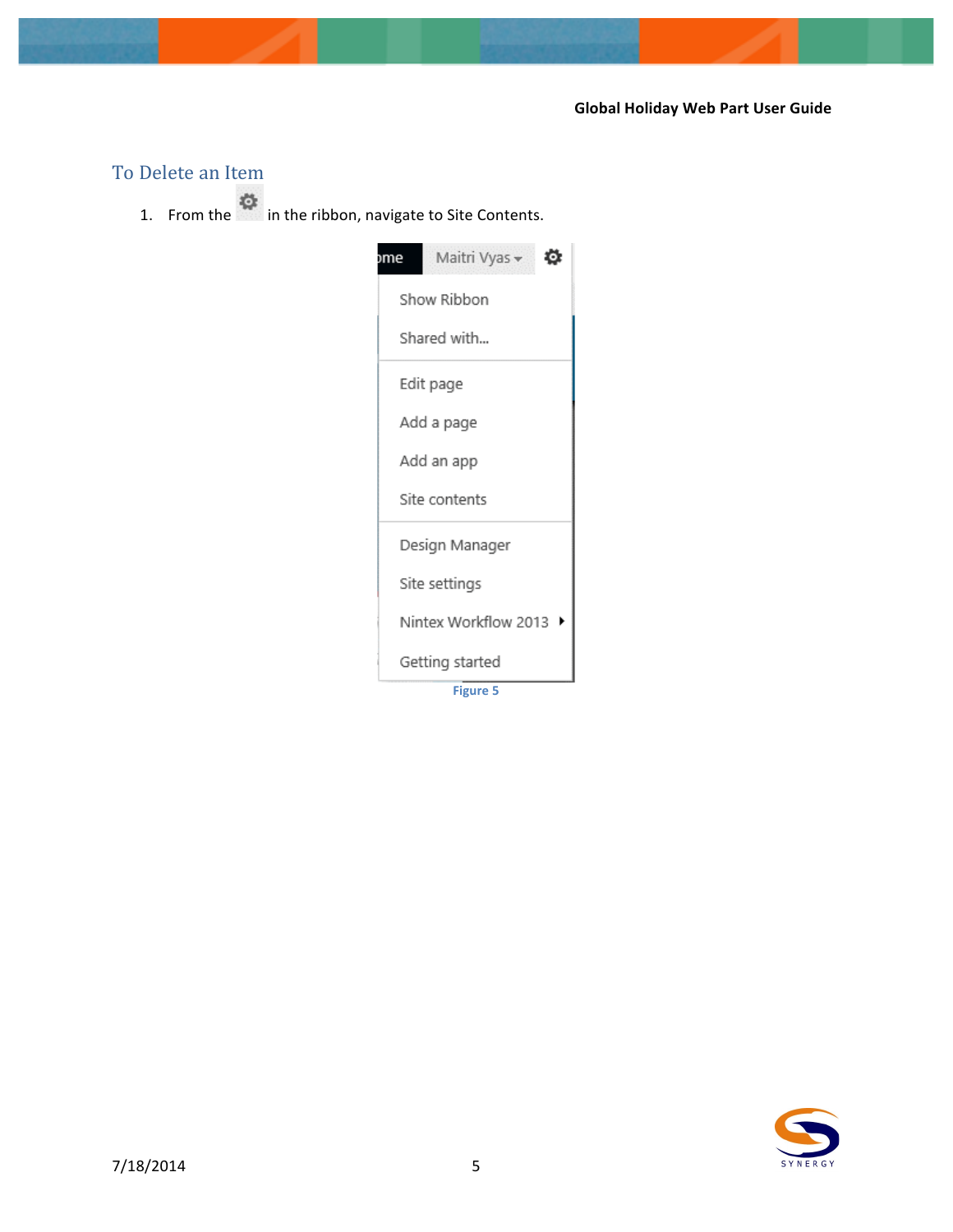## To Delete an Item

1. From the ⚙ in the ribbon, navigate to Site Contents.

Figure 5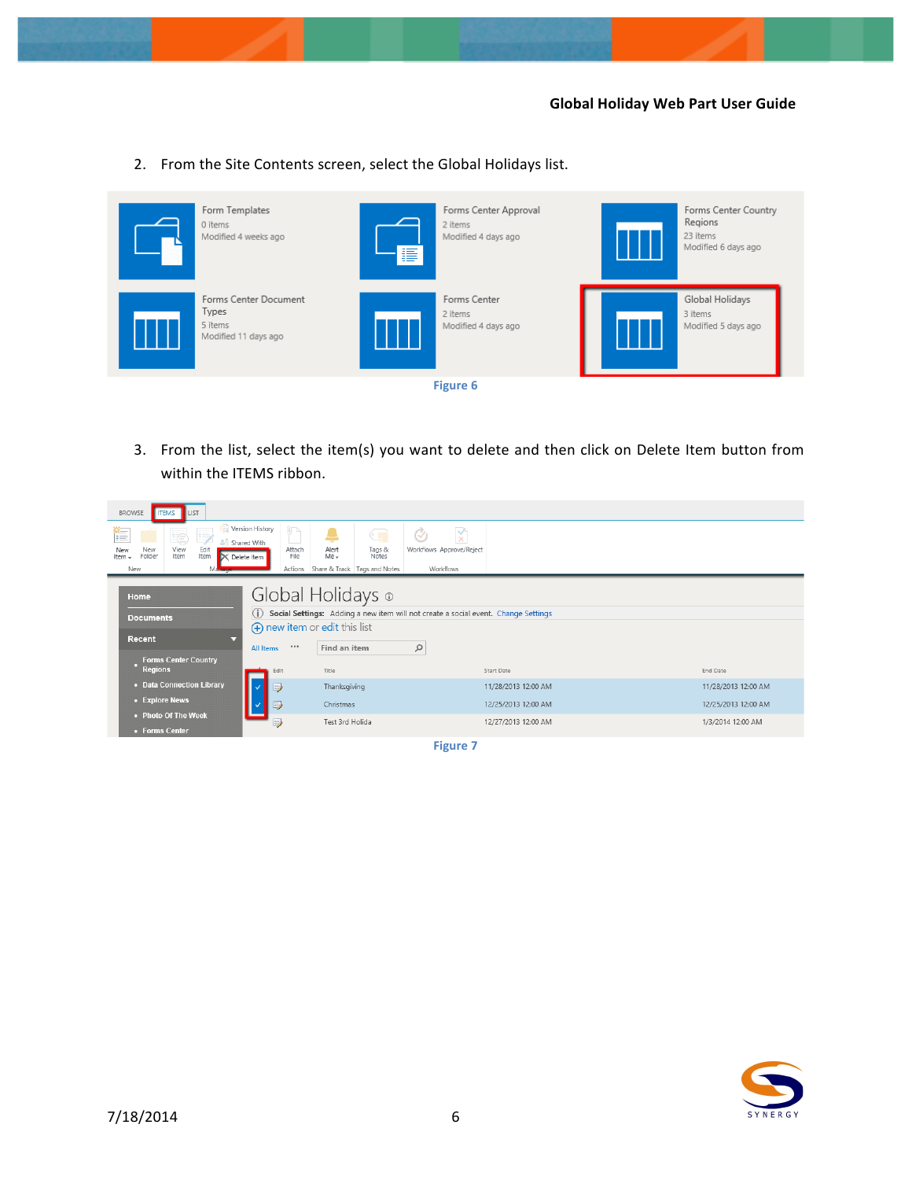2. From the Site Contents screen, select the Global Holidays list.

Figure 6

3. From the list, select the item(s) you want to delete and then click on Delete Item button from within the ITEMS ribbon.

Figure 7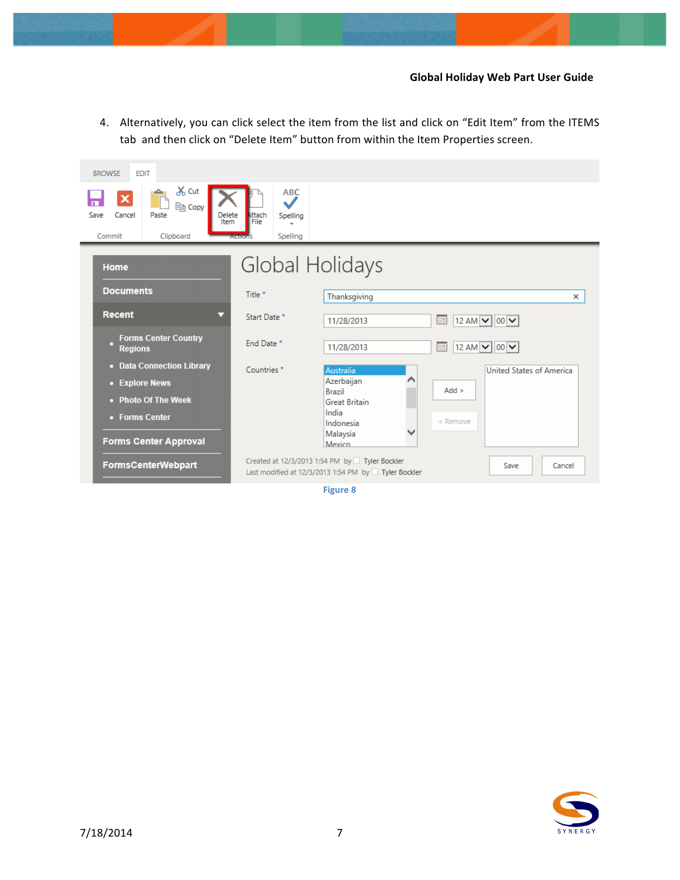4. Alternatively, you can click select the item from the list and click on "Edit Item" from the ITEMS tab and then click on "Delete Item" button from within the Item Properties screen.

Figure 8